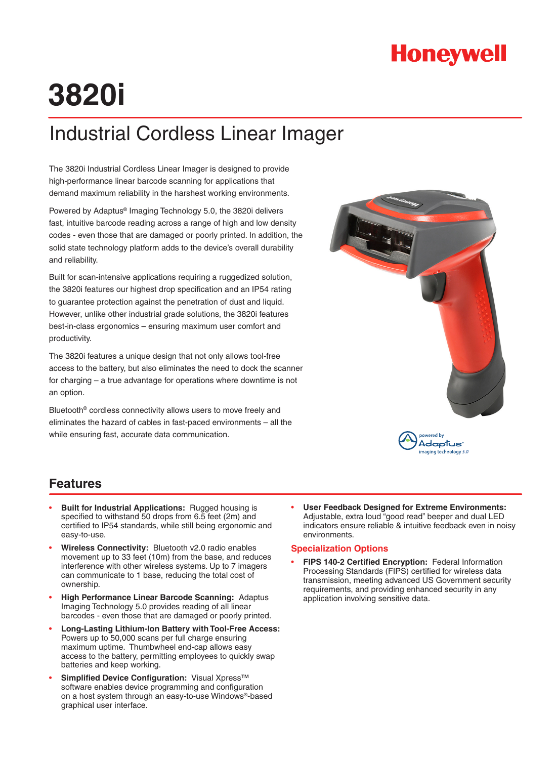Honeywell

# 3820i

## Industrial Cordless Linear Imager

The 3820i Industrial Cordless Linear Imager is designed to provide high-performance linear barcode scanning for applications that demand maximum reliability in the harshest working environments.

Powered by Adaptus® Imaging Technology 5.0, the 3820i delivers fast, intuitive barcode reading across a range of high and low density codes - even those that are damaged or poorly printed. In addition, the solid state technology platform adds to the device's overall durability and reliability.

Built for scan-intensive applications requiring a ruggedized solution, the 3820i features our highest drop specification and an IP54 rating to guarantee protection against the penetration of dust and liquid. However, unlike other industrial grade solutions, the 3820i features best-in-class ergonomics – ensuring maximum user comfort and productivity.

The 3820i features a unique design that not only allows tool-free access to the battery, but also eliminates the need to dock the scanner for charging – a true advantage for operations where downtime is not an option.

Bluetooth® cordless connectivity allows users to move freely and eliminates the hazard of cables in fast-paced environments – all the while ensuring fast, accurate data communication.

powered by Adaptus® imaging technology 5.0

## Features

- **Built for Industrial Applications:** Rugged housing is specified to withstand 50 drops from 6.5 feet (2m) and certified to IP54 standards, while still being ergonomic and easy-to-use.
- **Wireless Connectivity:** Bluetooth v2.0 radio enables movement up to 33 feet (10m) from the base, and reduces interference with other wireless systems. Up to 7 imagers can communicate to 1 base, reducing the total cost of ownership.
- **High Performance Linear Barcode Scanning:** Adaptus Imaging Technology 5.0 provides reading of all linear barcodes - even those that are damaged or poorly printed.
- **Long-Lasting Lithium-Ion Battery with Tool-Free Access:** Powers up to 50,000 scans per full charge ensuring maximum uptime. Thumbwheel end-cap allows easy access to the battery, permitting employees to quickly swap batteries and keep working.
- **Simplified Device Configuration:** Visual Xpress™ software enables device programming and configuration on a host system through an easy-to-use Windows®-based graphical user interface.
- **User Feedback Designed for Extreme Environments:** Adjustable, extra loud "good read" beeper and dual LED indicators ensure reliable & intuitive feedback even in noisy environments.

### Specialization Options

- **FIPS 140-2 Certified Encryption:** Federal Information Processing Standards (FIPS) certified for wireless data transmission, meeting advanced US Government security requirements, and providing enhanced security in any application involving sensitive data.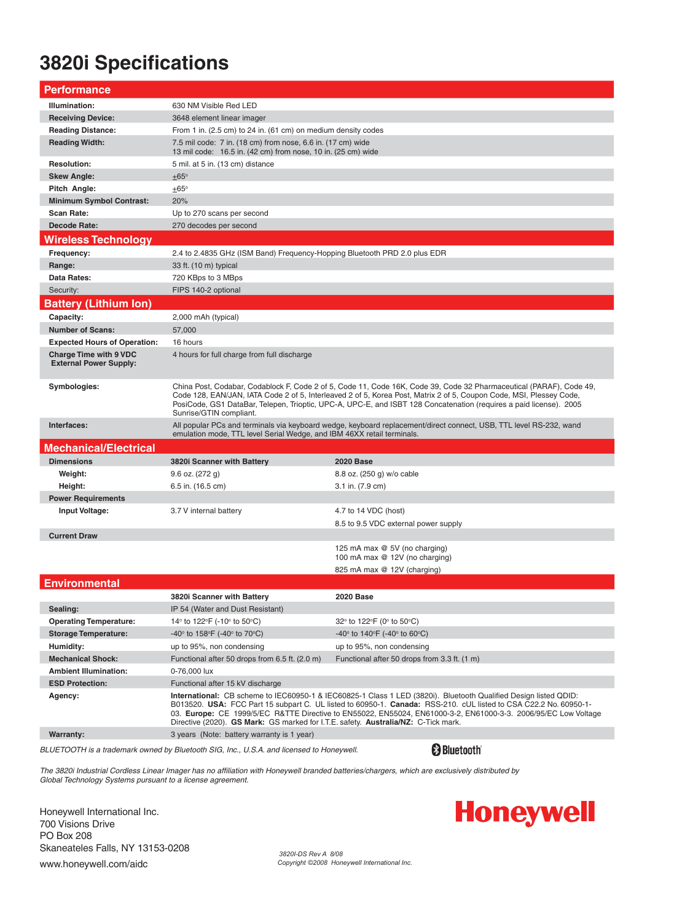# 3820i Specifications

## Performance

| | |
|---|---|
| **Illumination:** | 630 NM Visible Red LED |
| **Receiving Device:** | 3648 element linear imager |
| **Reading Distance:** | From 1 in. (2.5 cm) to 24 in. (61 cm) on medium density codes |
| **Reading Width:** | 7.5 mil code: 7 in. (18 cm) from nose, 6.6 in. (17 cm) wide<br>13 mil code: 16.5 in. (42 cm) from nose, 10 in. (25 cm) wide |
| **Resolution:** | 5 mil. at 5 in. (13 cm) distance |
| **Skew Angle:** | ±65° |
| **Pitch Angle:** | ±65° |
| **Minimum Symbol Contrast:** | 20% |
| **Scan Rate:** | Up to 270 scans per second |
| **Decode Rate:** | 270 decodes per second |

## Wireless Technology

| | |
|---|---|
| **Frequency:** | 2.4 to 2.4835 GHz (ISM Band) Frequency-Hopping Bluetooth PRD 2.0 plus EDR |
| **Range:** | 33 ft. (10 m) typical |
| **Data Rates:** | 720 KBps to 3 MBps |
| Security: | FIPS 140-2 optional |

## Battery (Lithium Ion)

| | |
|---|---|
| **Capacity:** | 2,000 mAh (typical) |
| **Number of Scans:** | 57,000 |
| **Expected Hours of Operation:** | 16 hours |
| **Charge Time with 9 VDC External Power Supply:** | 4 hours for full charge from full discharge |
| **Symbologies:** | China Post, Codabar, Codablock F, Code 2 of 5, Code 11, Code 16K, Code 39, Code 32 Pharmaceutical (PARAF), Code 49, Code 128, EAN/JAN, IATA Code 2 of 5, Interleaved 2 of 5, Korea Post, Matrix 2 of 5, Coupon Code, MSI, Plessey Code, PosiCode, GS1 DataBar, Telepen, Trioptic, UPC-A, UPC-E, and ISBT 128 Concatenation (requires a paid license). 2005 Sunrise/GTIN compliant. |
| **Interfaces:** | All popular PCs and terminals via keyboard wedge, keyboard replacement/direct connect, USB, TTL level RS-232, wand emulation mode, TTL level Serial Wedge, and IBM 46XX retail terminals. |

## Mechanical/Electrical

| **Dimensions** | **3820i Scanner with Battery** | **2020 Base** |
|---|---|---|
| **Weight:** | 9.6 oz. (272 g) | 8.8 oz. (250 g) w/o cable |
| **Height:** | 6.5 in. (16.5 cm) | 3.1 in. (7.9 cm) |
| **Power Requirements** | | |
| **Input Voltage:** | 3.7 V internal battery | 4.7 to 14 VDC (host) |
| | | 8.5 to 9.5 VDC external power supply |
| **Current Draw** | | |
| | | 125 mA max @ 5V (no charging)<br>100 mA max @ 12V (no charging) |
| | | 825 mA max @ 12V (charging) |

## Environmental

| | **3820i Scanner with Battery** | **2020 Base** |
|---|---|---|
| **Sealing:** | IP 54 (Water and Dust Resistant) | |
| **Operating Temperature:** | 14° to 122°F (-10° to 50°C) | 32° to 122°F (0° to 50°C) |
| **Storage Temperature:** | -40° to 158°F (-40° to 70°C) | -40° to 140°F (-40° to 60°C) |
| **Humidity:** | up to 95%, non condensing | up to 95%, non condensing |
| **Mechanical Shock:** | Functional after 50 drops from 6.5 ft. (2.0 m) | Functional after 50 drops from 3.3 ft. (1 m) |
| **Ambient Illumination:** | 0-76,000 lux | |
| **ESD Protection:** | Functional after 15 kV discharge | |
| **Agency:** | **International:** CB scheme to IEC60950-1 & IEC60825-1 Class 1 LED (3820i). Bluetooth Qualified Design listed QDID: B013520. **USA:** FCC Part 15 subpart C. UL listed to 60950-1. **Canada:** RSS-210. cUL listed to CSA C22.2 No. 60950-1-03. **Europe:** CE 1999/5/EC R&TTE Directive to EN55022, EN55024, EN61000-3-2, EN61000-3-3. 2006/95/EC Low Voltage Directive (2020). **GS Mark:** GS marked for I.T.E. safety. **Australia/NZ:** C-Tick mark. | |
| **Warranty:** | 3 years (Note: battery warranty is 1 year) | |

*BLUETOOTH is a trademark owned by Bluetooth SIG, Inc., U.S.A. and licensed to Honeywell.*

Bluetooth

*The 3820i Industrial Cordless Linear Imager has no affiliation with Honeywell branded batteries/chargers, which are exclusively distributed by Global Technology Systems pursuant to a license agreement.*

Honeywell International Inc.
700 Visions Drive
PO Box 208
Skaneateles Falls, NY 13153-0208

www.honeywell.com/aidc

Honeywell

*3820I-DS Rev A 8/08*
*Copyright ©2008 Honeywell International Inc.*